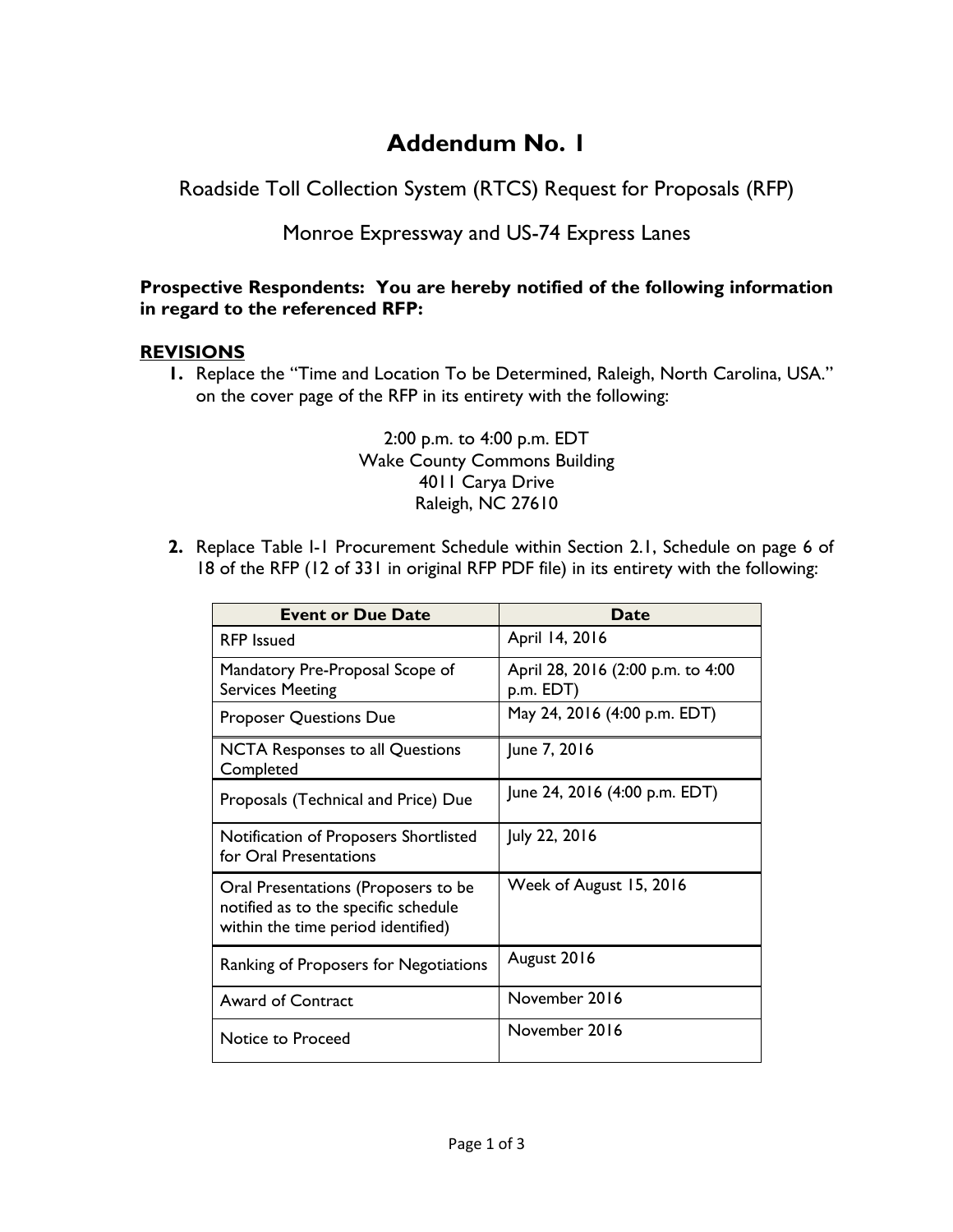# Addendum No. 1

Roadside Toll Collection System (RTCS) Request for Proposals (RFP)

Monroe Expressway and US-74 Express Lanes

**Prospective Respondents: You are hereby notified of the following information in regard to the referenced RFP:**

## REVISIONS

1. Replace the "Time and Location To be Determined, Raleigh, North Carolina, USA." on the cover page of the RFP in its entirety with the following:

   2:00 p.m. to 4:00 p.m. EDT
   Wake County Commons Building
   4011 Carya Drive
   Raleigh, NC 27610

2. Replace Table 1-1 Procurement Schedule within Section 2.1, Schedule on page 6 of 18 of the RFP (12 of 331 in original RFP PDF file) in its entirety with the following:

| Event or Due Date | Date |
| --- | --- |
| RFP Issued | April 14, 2016 |
| Mandatory Pre-Proposal Scope of Services Meeting | April 28, 2016 (2:00 p.m. to 4:00 p.m. EDT) |
| Proposer Questions Due | May 24, 2016 (4:00 p.m. EDT) |
| NCTA Responses to all Questions Completed | June 7, 2016 |
| Proposals (Technical and Price) Due | June 24, 2016 (4:00 p.m. EDT) |
| Notification of Proposers Shortlisted for Oral Presentations | July 22, 2016 |
| Oral Presentations (Proposers to be notified as to the specific schedule within the time period identified) | Week of August 15, 2016 |
| Ranking of Proposers for Negotiations | August 2016 |
| Award of Contract | November 2016 |
| Notice to Proceed | November 2016 |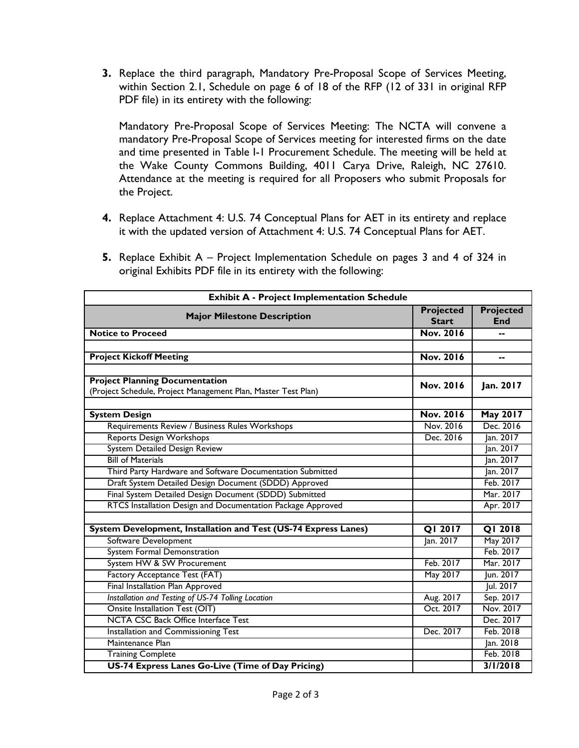**3.** Replace the third paragraph, Mandatory Pre-Proposal Scope of Services Meeting, within Section 2.1, Schedule on page 6 of 18 of the RFP (12 of 331 in original RFP PDF file) in its entirety with the following:

Mandatory Pre-Proposal Scope of Services Meeting: The NCTA will convene a mandatory Pre-Proposal Scope of Services meeting for interested firms on the date and time presented in Table I-1 Procurement Schedule. The meeting will be held at the Wake County Commons Building, 4011 Carya Drive, Raleigh, NC 27610. Attendance at the meeting is required for all Proposers who submit Proposals for the Project.

**4.** Replace Attachment 4: U.S. 74 Conceptual Plans for AET in its entirety and replace it with the updated version of Attachment 4: U.S. 74 Conceptual Plans for AET.

**5.** Replace Exhibit A – Project Implementation Schedule on pages 3 and 4 of 324 in original Exhibits PDF file in its entirety with the following:

| **Exhibit A - Project Implementation Schedule** | | |
|---|---|---|
| **Major Milestone Description** | **Projected Start** | **Projected End** |
| **Notice to Proceed** | **Nov. 2016** | **--** |
| | | |
| **Project Kickoff Meeting** | **Nov. 2016** | **--** |
| | | |
| **Project Planning Documentation** (Project Schedule, Project Management Plan, Master Test Plan) | **Nov. 2016** | **Jan. 2017** |
| | | |
| **System Design** | **Nov. 2016** | **May 2017** |
| Requirements Review / Business Rules Workshops | Nov. 2016 | Dec. 2016 |
| Reports Design Workshops | Dec. 2016 | Jan. 2017 |
| System Detailed Design Review | | Jan. 2017 |
| Bill of Materials | | Jan. 2017 |
| Third Party Hardware and Software Documentation Submitted | | Jan. 2017 |
| Draft System Detailed Design Document (SDDD) Approved | | Feb. 2017 |
| Final System Detailed Design Document (SDDD) Submitted | | Mar. 2017 |
| RTCS Installation Design and Documentation Package Approved | | Apr. 2017 |
| | | |
| **System Development, Installation and Test (US-74 Express Lanes)** | **Q1 2017** | **Q1 2018** |
| Software Development | Jan. 2017 | May 2017 |
| System Formal Demonstration | | Feb. 2017 |
| System HW & SW Procurement | Feb. 2017 | Mar. 2017 |
| Factory Acceptance Test (FAT) | May 2017 | Jun. 2017 |
| Final Installation Plan Approved | | Jul. 2017 |
| *Installation and Testing of US-74 Tolling Location* | Aug. 2017 | Sep. 2017 |
| Onsite Installation Test (OIT) | Oct. 2017 | Nov. 2017 |
| NCTA CSC Back Office Interface Test | | Dec. 2017 |
| Installation and Commissioning Test | Dec. 2017 | Feb. 2018 |
| Maintenance Plan | | Jan. 2018 |
| Training Complete | | Feb. 2018 |
| **US-74 Express Lanes Go-Live (Time of Day Pricing)** | | **3/1/2018** |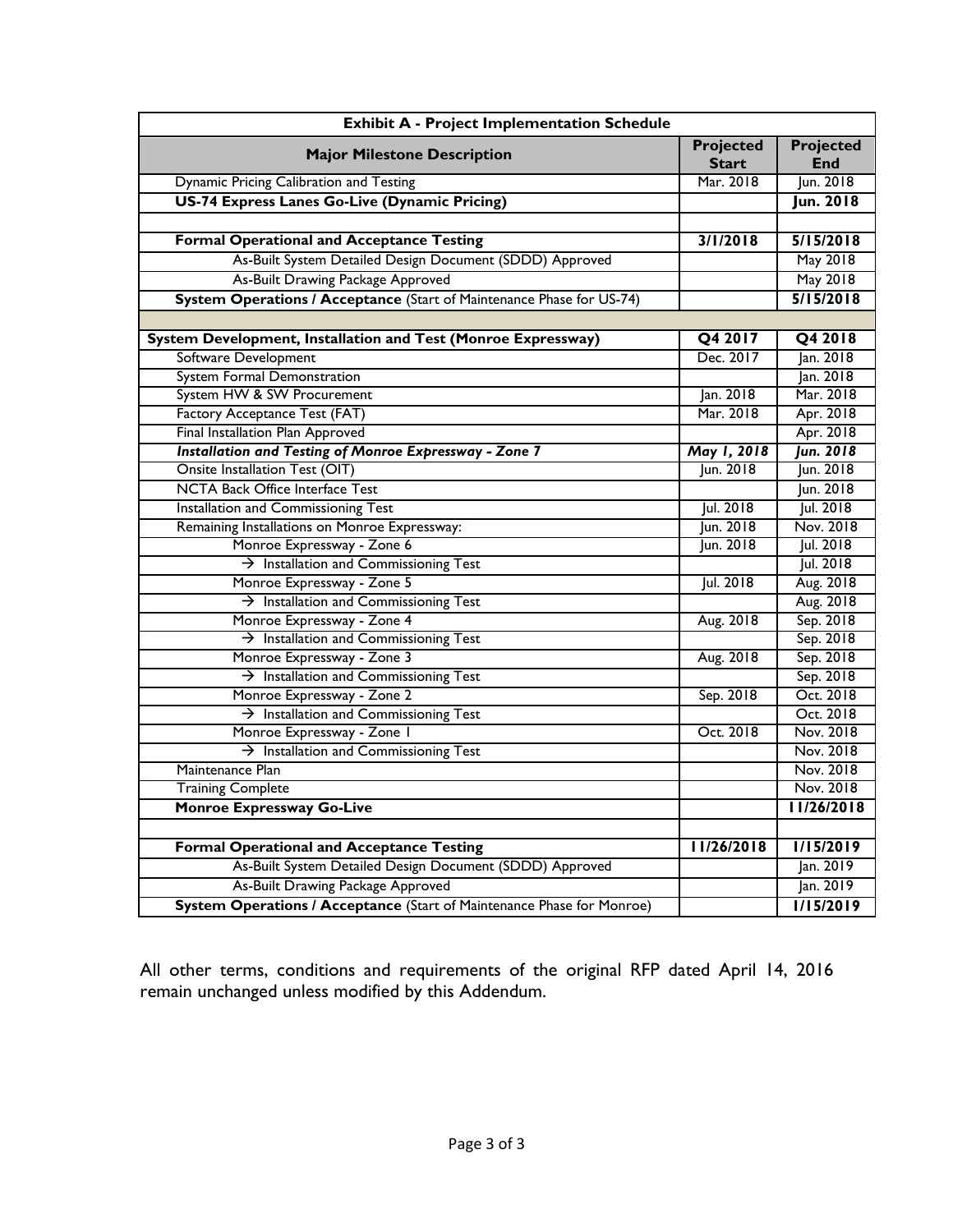| Exhibit A - Project Implementation Schedule | | |
|---|---|---|
| **Major Milestone Description** | **Projected Start** | **Projected End** |
| Dynamic Pricing Calibration and Testing | Mar. 2018 | Jun. 2018 |
| **US-74 Express Lanes Go-Live (Dynamic Pricing)** | | **Jun. 2018** |
| | | |
| **Formal Operational and Acceptance Testing** | **3/1/2018** | **5/15/2018** |
| As-Built System Detailed Design Document (SDDD) Approved | | May 2018 |
| As-Built Drawing Package Approved | | May 2018 |
| **System Operations / Acceptance** (Start of Maintenance Phase for US-74) | | **5/15/2018** |
| | | |
| **System Development, Installation and Test (Monroe Expressway)** | **Q4 2017** | **Q4 2018** |
| Software Development | Dec. 2017 | Jan. 2018 |
| System Formal Demonstration | | Jan. 2018 |
| System HW & SW Procurement | Jan. 2018 | Mar. 2018 |
| Factory Acceptance Test (FAT) | Mar. 2018 | Apr. 2018 |
| Final Installation Plan Approved | | Apr. 2018 |
| ***Installation and Testing of Monroe Expressway - Zone 7*** | ***May 1, 2018*** | ***Jun. 2018*** |
| Onsite Installation Test (OIT) | Jun. 2018 | Jun. 2018 |
| NCTA Back Office Interface Test | | Jun. 2018 |
| Installation and Commissioning Test | Jul. 2018 | Jul. 2018 |
| Remaining Installations on Monroe Expressway: | Jun. 2018 | Nov. 2018 |
| Monroe Expressway - Zone 6 | Jun. 2018 | Jul. 2018 |
| → Installation and Commissioning Test | | Jul. 2018 |
| Monroe Expressway - Zone 5 | Jul. 2018 | Aug. 2018 |
| → Installation and Commissioning Test | | Aug. 2018 |
| Monroe Expressway - Zone 4 | Aug. 2018 | Sep. 2018 |
| → Installation and Commissioning Test | | Sep. 2018 |
| Monroe Expressway - Zone 3 | Aug. 2018 | Sep. 2018 |
| → Installation and Commissioning Test | | Sep. 2018 |
| Monroe Expressway - Zone 2 | Sep. 2018 | Oct. 2018 |
| → Installation and Commissioning Test | | Oct. 2018 |
| Monroe Expressway - Zone 1 | Oct. 2018 | Nov. 2018 |
| → Installation and Commissioning Test | | Nov. 2018 |
| Maintenance Plan | | Nov. 2018 |
| Training Complete | | Nov. 2018 |
| **Monroe Expressway Go-Live** | | **11/26/2018** |
| | | |
| **Formal Operational and Acceptance Testing** | **11/26/2018** | **1/15/2019** |
| As-Built System Detailed Design Document (SDDD) Approved | | Jan. 2019 |
| As-Built Drawing Package Approved | | Jan. 2019 |
| **System Operations / Acceptance** (Start of Maintenance Phase for Monroe) | | **1/15/2019** |

All other terms, conditions and requirements of the original RFP dated April 14, 2016 remain unchanged unless modified by this Addendum.